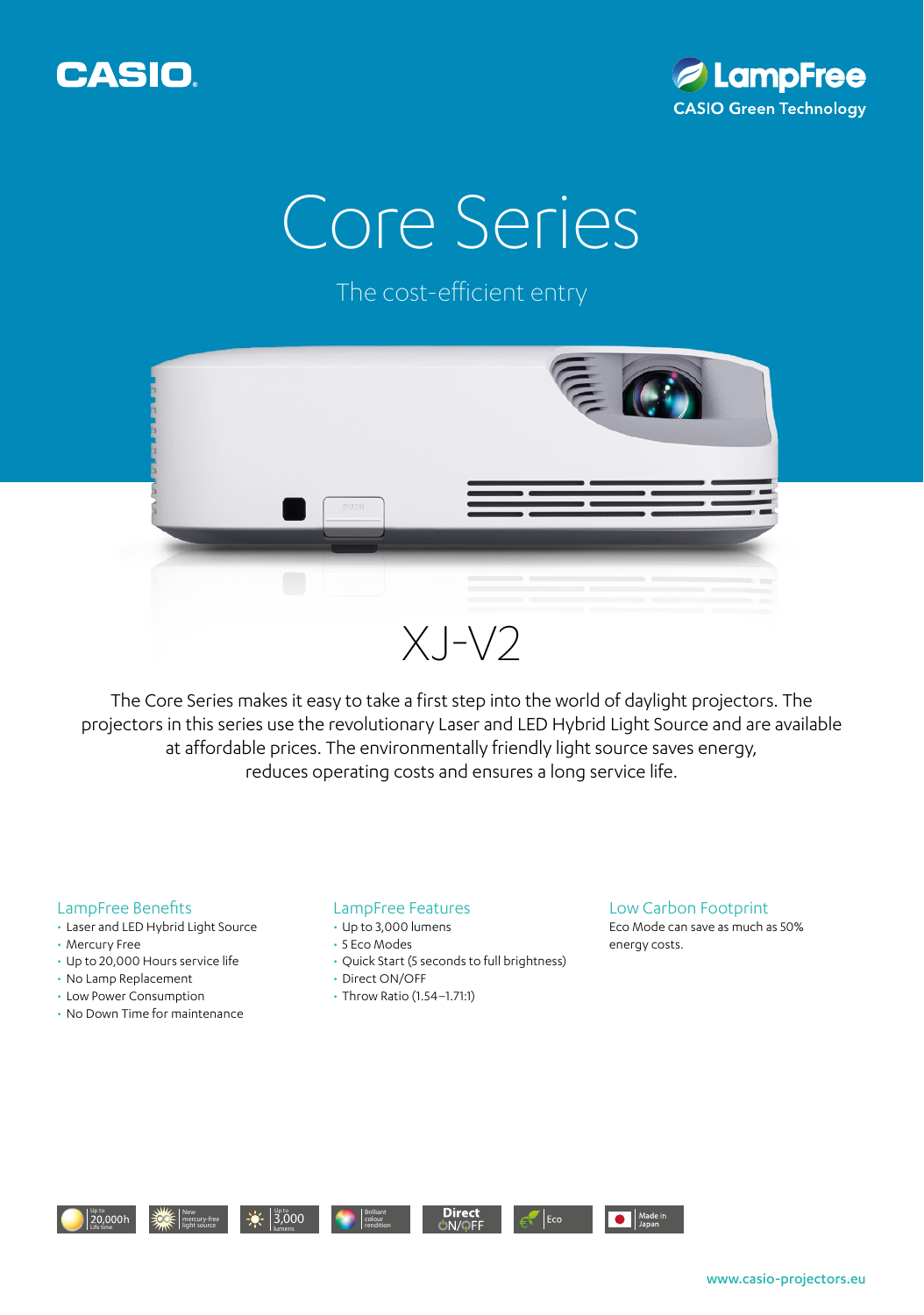CASIO

LampFree
CASIO Green Technology

# Core Series

The cost-efficient entry

## XJ-V2

The Core Series makes it easy to take a first step into the world of daylight projectors. The projectors in this series use the revolutionary Laser and LED Hybrid Light Source and are available at affordable prices. The environmentally friendly light source saves energy, reduces operating costs and ensures a long service life.

### LampFree Benefits

- Laser and LED Hybrid Light Source
- Mercury Free
- Up to 20,000 Hours service life
- No Lamp Replacement
- Low Power Consumption
- No Down Time for maintenance

### LampFree Features

- Up to 3,000 lumens
- 5 Eco Modes
- Quick Start (5 seconds to full brightness)
- Direct ON/OFF
- Throw Ratio (1.54–1.71:1)

### Low Carbon Footprint

Eco Mode can save as much as 50% energy costs.

Up to 20,000h Life time | New mercury-free light source | Up to 3,000 lumens | Brilliant colour rendition | Direct ON/OFF | Eco | Made in Japan

www.casio-projectors.eu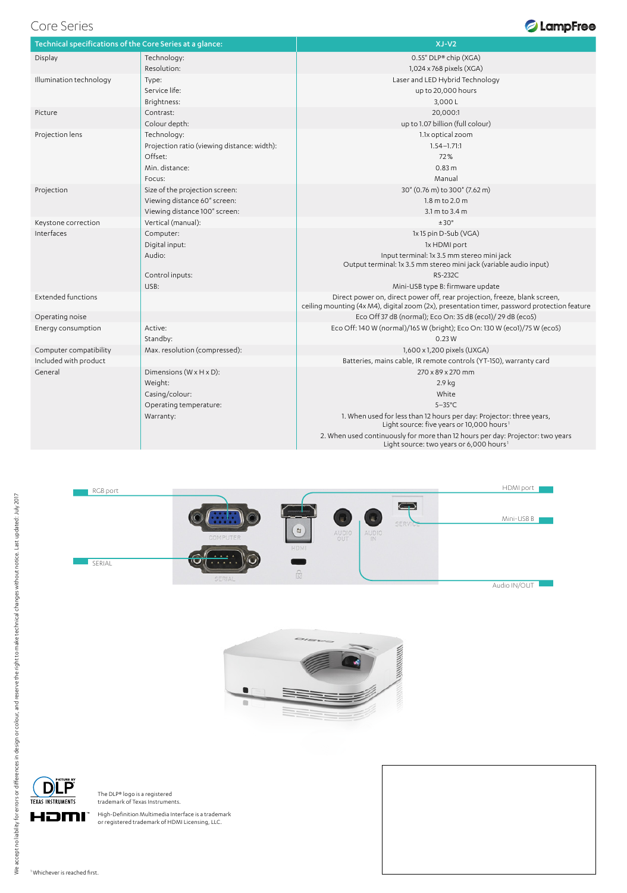# Core Series

| Technical specifications of the Core Series at a glance: | | XJ-V2 |
|---|---|---|
| Display | Technology: | 0.55" DLP® chip (XGA) |
| | Resolution: | 1,024 x 768 pixels (XGA) |
| Illumination technology | Type: | Laser and LED Hybrid Technology |
| | Service life: | up to 20,000 hours |
| | Brightness: | 3,000 L |
| Picture | Contrast: | 20,000:1 |
| | Colour depth: | up to 1.07 billion (full colour) |
| Projection lens | Technology: | 1.1x optical zoom |
| | Projection ratio (viewing distance: width): | 1.54–1.71:1 |
| | Offset: | 72 % |
| | Min. distance: | 0.83 m |
| | Focus: | Manual |
| Projection | Size of the projection screen: | 30" (0.76 m) to 300" (7.62 m) |
| | Viewing distance 60" screen: | 1.8 m to 2.0 m |
| | Viewing distance 100" screen: | 3.1 m to 3.4 m |
| Keystone correction | Vertical (manual): | ±30° |
| Interfaces | Computer: | 1x 15 pin D-Sub (VGA) |
| | Digital input: | 1x HDMI port |
| | Audio: | Input terminal: 1x 3.5 mm stereo mini jack<br>Output terminal: 1x 3.5 mm stereo mini jack (variable audio input) |
| | Control inputs: | RS-232C |
| | USB: | Mini-USB type B: firmware update |
| Extended functions | | Direct power on, direct power off, rear projection, freeze, blank screen, ceiling mounting (4x M4), digital zoom (2x), presentation timer, password protection feature |
| Operating noise | | Eco Off 37 dB (normal); Eco On: 35 dB (eco1)/ 29 dB (eco5) |
| Energy consumption | Active: | Eco Off: 140 W (normal)/165 W (bright); Eco On: 130 W (eco1)/75 W (eco5) |
| | Standby: | 0.23 W |
| Computer compatibility | Max. resolution (compressed): | 1,600 x 1,200 pixels (UXGA) |
| Included with product | | Batteries, mains cable, IR remote controls (YT-150), warranty card |
| General | Dimensions (W x H x D): | 270 x 89 x 270 mm |
| | Weight: | 2.9 kg |
| | Casing/colour: | White |
| | Operating temperature: | 5–35°C |
| | Warranty: | 1. When used for less than 12 hours per day: Projector: three years, Light source: five years or 10,000 hours[1]<br>2. When used continuously for more than 12 hours per day: Projector: two years Light source: two years or 6,000 hours[1] |

RGB port

SERIAL

HDMI port

Mini-USB B

Audio IN/OUT

The DLP® logo is a registered trademark of Texas Instruments.

High-Definition Multimedia Interface is a trademark or registered trademark of HDMI Licensing, LLC.

We accept no liability for errors or differences in design or colour, and reserve the right to make technical changes without notice. Last updated: July 2017

[1] Whichever is reached first.